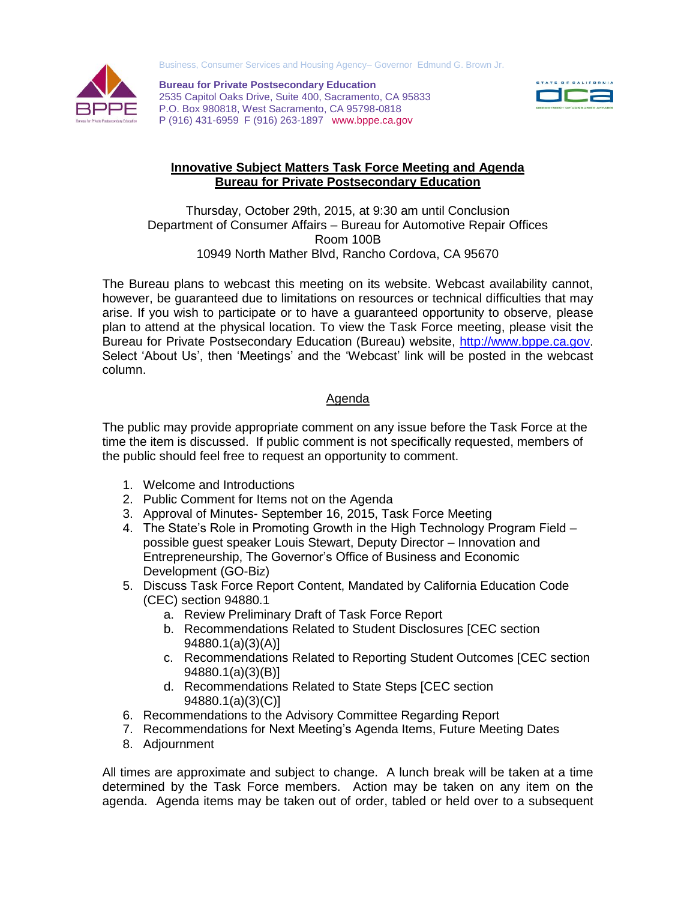Business, Consumer Services and Housing Agency– Governor Edmund G. Brown Jr.

**Bureau for Private Postsecondary Education**
2535 Capitol Oaks Drive, Suite 400, Sacramento, CA 95833
P.O. Box 980818, West Sacramento, CA 95798-0818
P (916) 431-6959 F (916) 263-1897 www.bppe.ca.gov

# Innovative Subject Matters Task Force Meeting and Agenda
## Bureau for Private Postsecondary Education

Thursday, October 29th, 2015, at 9:30 am until Conclusion
Department of Consumer Affairs – Bureau for Automotive Repair Offices
Room 100B
10949 North Mather Blvd, Rancho Cordova, CA 95670

The Bureau plans to webcast this meeting on its website. Webcast availability cannot, however, be guaranteed due to limitations on resources or technical difficulties that may arise. If you wish to participate or to have a guaranteed opportunity to observe, please plan to attend at the physical location. To view the Task Force meeting, please visit the Bureau for Private Postsecondary Education (Bureau) website, http://www.bppe.ca.gov. Select 'About Us', then 'Meetings' and the 'Webcast' link will be posted in the webcast column.

## Agenda

The public may provide appropriate comment on any issue before the Task Force at the time the item is discussed. If public comment is not specifically requested, members of the public should feel free to request an opportunity to comment.

1. Welcome and Introductions
2. Public Comment for Items not on the Agenda
3. Approval of Minutes- September 16, 2015, Task Force Meeting
4. The State's Role in Promoting Growth in the High Technology Program Field – possible guest speaker Louis Stewart, Deputy Director – Innovation and Entrepreneurship, The Governor's Office of Business and Economic Development (GO-Biz)
5. Discuss Task Force Report Content, Mandated by California Education Code (CEC) section 94880.1
   a. Review Preliminary Draft of Task Force Report
   b. Recommendations Related to Student Disclosures [CEC section 94880.1(a)(3)(A)]
   c. Recommendations Related to Reporting Student Outcomes [CEC section 94880.1(a)(3)(B)]
   d. Recommendations Related to State Steps [CEC section 94880.1(a)(3)(C)]
6. Recommendations to the Advisory Committee Regarding Report
7. Recommendations for Next Meeting's Agenda Items, Future Meeting Dates
8. Adjournment

All times are approximate and subject to change. A lunch break will be taken at a time determined by the Task Force members. Action may be taken on any item on the agenda. Agenda items may be taken out of order, tabled or held over to a subsequent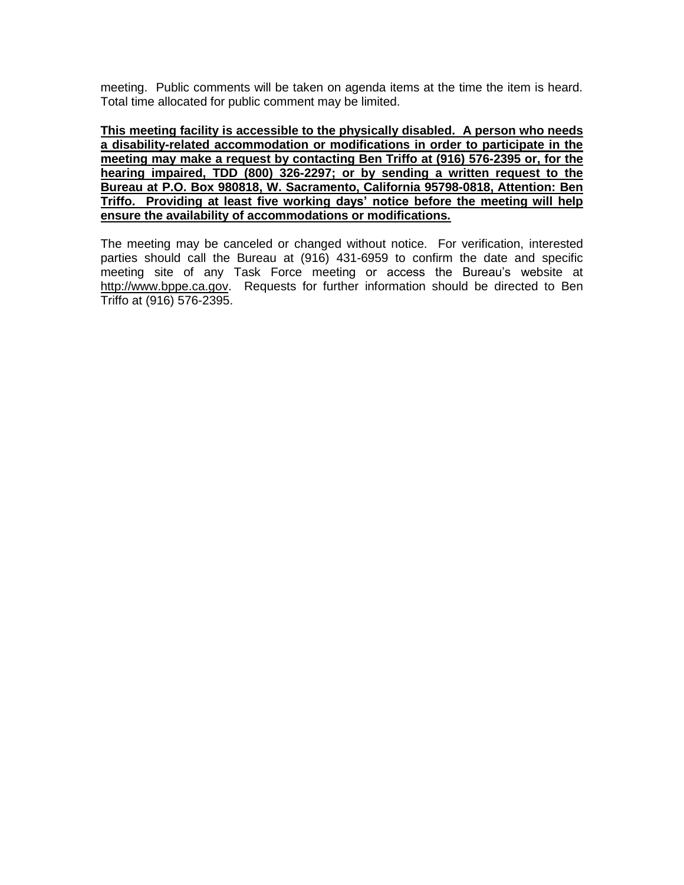meeting. Public comments will be taken on agenda items at the time the item is heard. Total time allocated for public comment may be limited.

**This meeting facility is accessible to the physically disabled. A person who needs a disability-related accommodation or modifications in order to participate in the meeting may make a request by contacting Ben Triffo at (916) 576-2395 or, for the hearing impaired, TDD (800) 326-2297; or by sending a written request to the Bureau at P.O. Box 980818, W. Sacramento, California 95798-0818, Attention: Ben Triffo. Providing at least five working days' notice before the meeting will help ensure the availability of accommodations or modifications.**

The meeting may be canceled or changed without notice. For verification, interested parties should call the Bureau at (916) 431-6959 to confirm the date and specific meeting site of any Task Force meeting or access the Bureau's website at http://www.bppe.ca.gov. Requests for further information should be directed to Ben Triffo at (916) 576-2395.